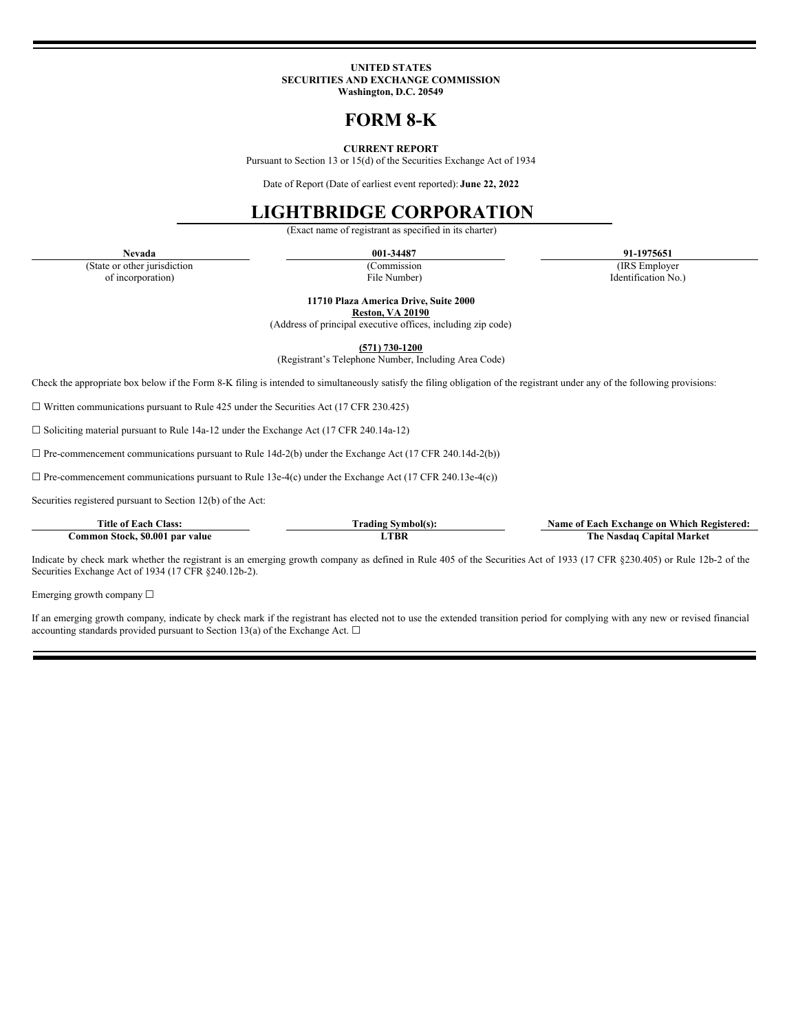**UNITED STATES**
**SECURITIES AND EXCHANGE COMMISSION**
**Washington, D.C. 20549**

# FORM 8-K

**CURRENT REPORT**

Pursuant to Section 13 or 15(d) of the Securities Exchange Act of 1934

Date of Report (Date of earliest event reported): **June 22, 2022**

# LIGHTBRIDGE CORPORATION

(Exact name of registrant as specified in its charter)

| Nevada | 001-34487 | 91-1975651 |
|---|---|---|
| (State or other jurisdiction of incorporation) | (Commission File Number) | (IRS Employer Identification No.) |

**11710 Plaza America Drive, Suite 2000**
**Reston, VA 20190**
(Address of principal executive offices, including zip code)

**(571) 730-1200**
(Registrant's Telephone Number, Including Area Code)

Check the appropriate box below if the Form 8-K filing is intended to simultaneously satisfy the filing obligation of the registrant under any of the following provisions:

☐ Written communications pursuant to Rule 425 under the Securities Act (17 CFR 230.425)

☐ Soliciting material pursuant to Rule 14a-12 under the Exchange Act (17 CFR 240.14a-12)

☐ Pre-commencement communications pursuant to Rule 14d-2(b) under the Exchange Act (17 CFR 240.14d-2(b))

☐ Pre-commencement communications pursuant to Rule 13e-4(c) under the Exchange Act (17 CFR 240.13e-4(c))

Securities registered pursuant to Section 12(b) of the Act:

| Title of Each Class: | Trading Symbol(s): | Name of Each Exchange on Which Registered: |
|---|---|---|
| **Common Stock, $0.001 par value** | **LTBR** | **The Nasdaq Capital Market** |

Indicate by check mark whether the registrant is an emerging growth company as defined in Rule 405 of the Securities Act of 1933 (17 CFR §230.405) or Rule 12b-2 of the Securities Exchange Act of 1934 (17 CFR §240.12b-2).

Emerging growth company ☐

If an emerging growth company, indicate by check mark if the registrant has elected not to use the extended transition period for complying with any new or revised financial accounting standards provided pursuant to Section 13(a) of the Exchange Act. ☐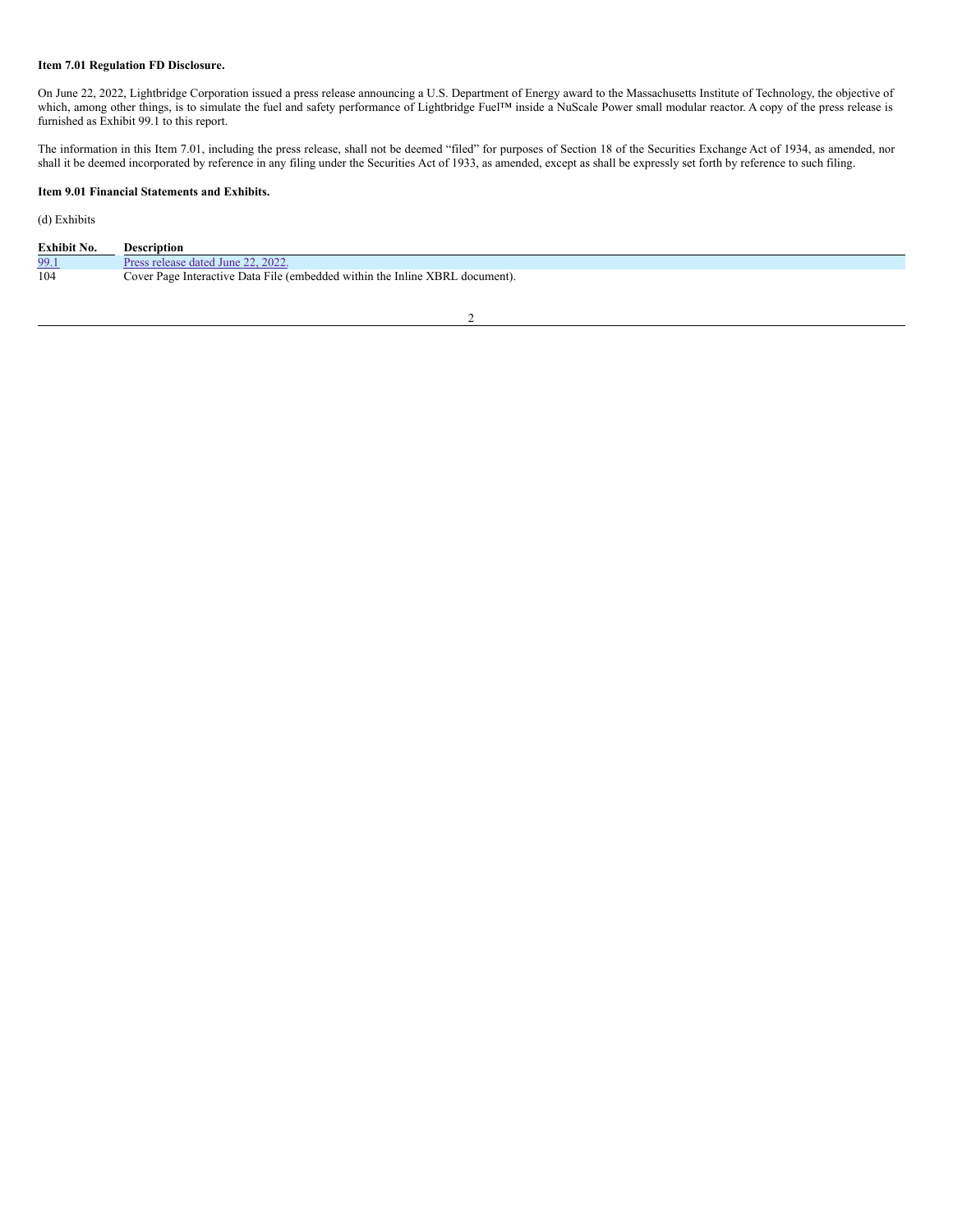**Item 7.01 Regulation FD Disclosure.**

On June 22, 2022, Lightbridge Corporation issued a press release announcing a U.S. Department of Energy award to the Massachusetts Institute of Technology, the objective of which, among other things, is to simulate the fuel and safety performance of Lightbridge Fuel™ inside a NuScale Power small modular reactor. A copy of the press release is furnished as Exhibit 99.1 to this report.

The information in this Item 7.01, including the press release, shall not be deemed "filed" for purposes of Section 18 of the Securities Exchange Act of 1934, as amended, nor shall it be deemed incorporated by reference in any filing under the Securities Act of 1933, as amended, except as shall be expressly set forth by reference to such filing.

**Item 9.01 Financial Statements and Exhibits.**

(d) Exhibits

| Exhibit No. | Description |
| --- | --- |
| 99.1 | Press release dated June 22, 2022. |
| 104 | Cover Page Interactive Data File (embedded within the Inline XBRL document). |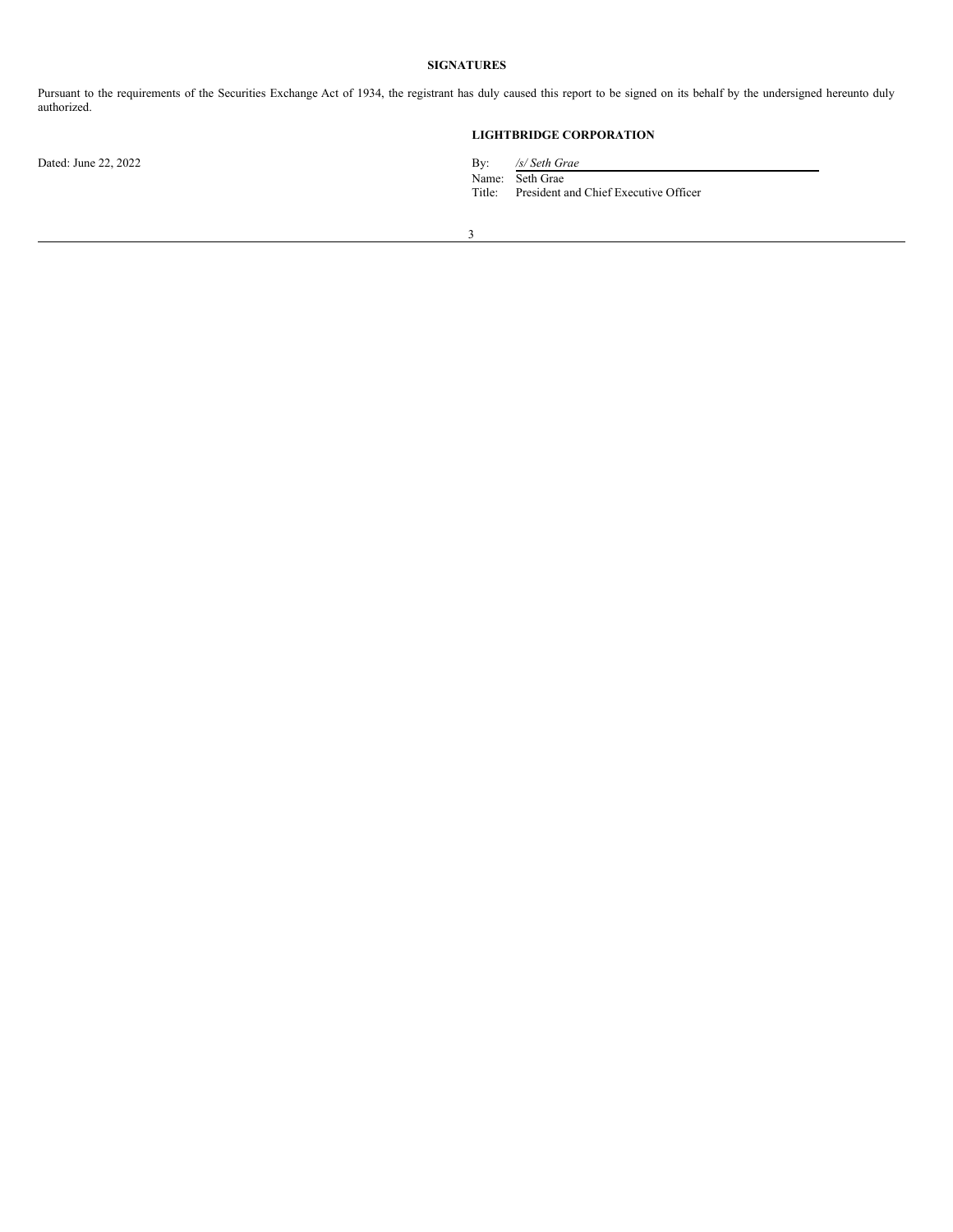**SIGNATURES**

Pursuant to the requirements of the Securities Exchange Act of 1934, the registrant has duly caused this report to be signed on its behalf by the undersigned hereunto duly authorized.

**LIGHTBRIDGE CORPORATION**

Dated: June 22, 2022

By: */s/ Seth Grae*
Name: Seth Grae
Title: President and Chief Executive Officer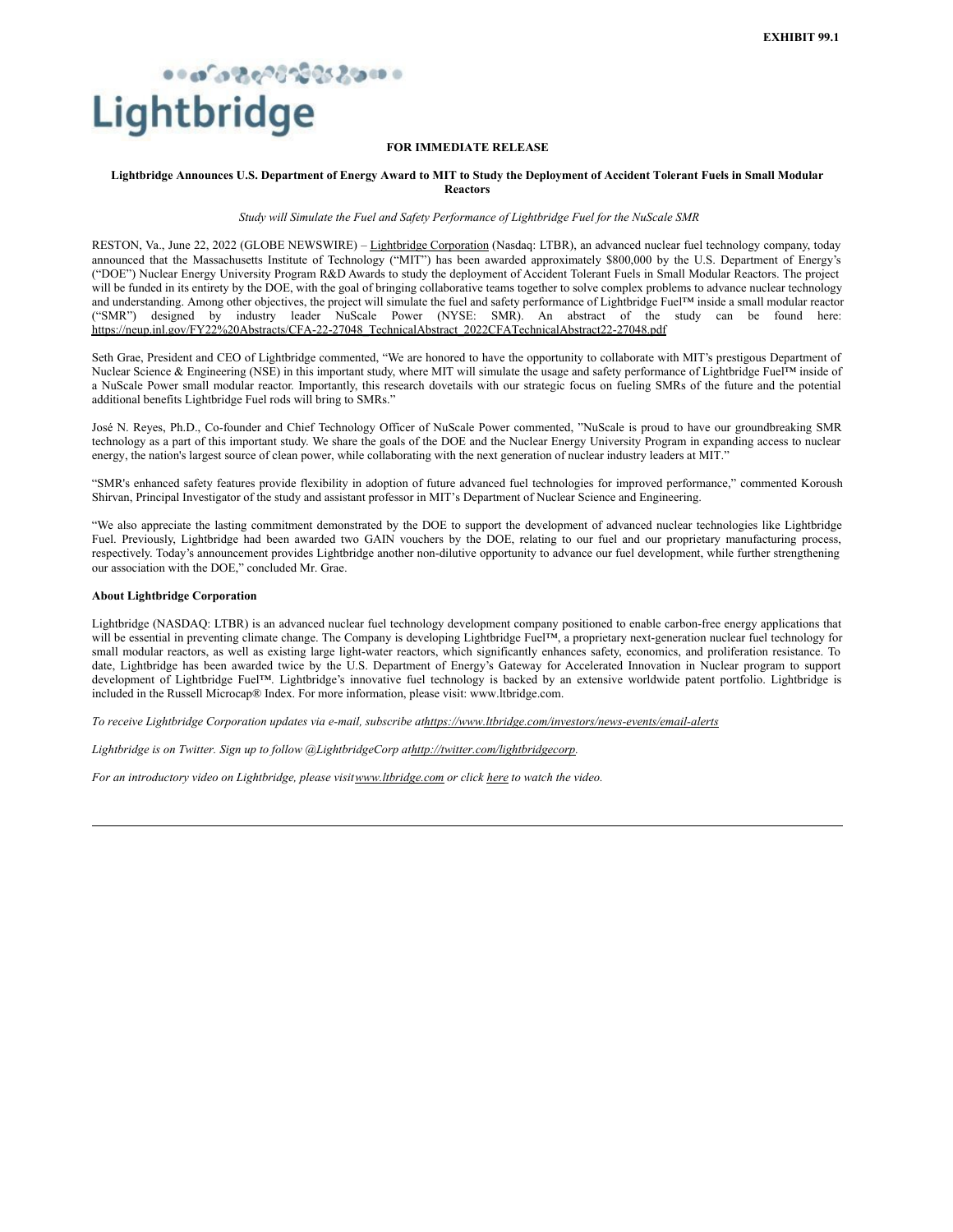EXHIBIT 99.1

Lightbridge

**FOR IMMEDIATE RELEASE**

**Lightbridge Announces U.S. Department of Energy Award to MIT to Study the Deployment of Accident Tolerant Fuels in Small Modular Reactors**

*Study will Simulate the Fuel and Safety Performance of Lightbridge Fuel for the NuScale SMR*

RESTON, Va., June 22, 2022 (GLOBE NEWSWIRE) – Lightbridge Corporation (Nasdaq: LTBR), an advanced nuclear fuel technology company, today announced that the Massachusetts Institute of Technology ("MIT") has been awarded approximately $800,000 by the U.S. Department of Energy's ("DOE") Nuclear Energy University Program R&D Awards to study the deployment of Accident Tolerant Fuels in Small Modular Reactors. The project will be funded in its entirety by the DOE, with the goal of bringing collaborative teams together to solve complex problems to advance nuclear technology and understanding. Among other objectives, the project will simulate the fuel and safety performance of Lightbridge Fuel™ inside a small modular reactor ("SMR") designed by industry leader NuScale Power (NYSE: SMR). An abstract of the study can be found here: https://neup.inl.gov/FY22%20Abstracts/CFA-22-27048_TechnicalAbstract_2022CFATechnicalAbstract22-27048.pdf

Seth Grae, President and CEO of Lightbridge commented, "We are honored to have the opportunity to collaborate with MIT's prestigous Department of Nuclear Science & Engineering (NSE) in this important study, where MIT will simulate the usage and safety performance of Lightbridge Fuel™ inside of a NuScale Power small modular reactor. Importantly, this research dovetails with our strategic focus on fueling SMRs of the future and the potential additional benefits Lightbridge Fuel rods will bring to SMRs."

José N. Reyes, Ph.D., Co-founder and Chief Technology Officer of NuScale Power commented, "NuScale is proud to have our groundbreaking SMR technology as a part of this important study. We share the goals of the DOE and the Nuclear Energy University Program in expanding access to nuclear energy, the nation's largest source of clean power, while collaborating with the next generation of nuclear industry leaders at MIT."

"SMR's enhanced safety features provide flexibility in adoption of future advanced fuel technologies for improved performance," commented Koroush Shirvan, Principal Investigator of the study and assistant professor in MIT's Department of Nuclear Science and Engineering.

"We also appreciate the lasting commitment demonstrated by the DOE to support the development of advanced nuclear technologies like Lightbridge Fuel. Previously, Lightbridge had been awarded two GAIN vouchers by the DOE, relating to our fuel and our proprietary manufacturing process, respectively. Today's announcement provides Lightbridge another non-dilutive opportunity to advance our fuel development, while further strengthening our association with the DOE," concluded Mr. Grae.

**About Lightbridge Corporation**

Lightbridge (NASDAQ: LTBR) is an advanced nuclear fuel technology development company positioned to enable carbon-free energy applications that will be essential in preventing climate change. The Company is developing Lightbridge Fuel™, a proprietary next-generation nuclear fuel technology for small modular reactors, as well as existing large light-water reactors, which significantly enhances safety, economics, and proliferation resistance. To date, Lightbridge has been awarded twice by the U.S. Department of Energy's Gateway for Accelerated Innovation in Nuclear program to support development of Lightbridge Fuel™. Lightbridge's innovative fuel technology is backed by an extensive worldwide patent portfolio. Lightbridge is included in the Russell Microcap® Index. For more information, please visit: www.ltbridge.com.

*To receive Lightbridge Corporation updates via e-mail, subscribe at https://www.ltbridge.com/investors/news-events/email-alerts*

*Lightbridge is on Twitter. Sign up to follow @LightbridgeCorp at http://twitter.com/lightbridgecorp.*

*For an introductory video on Lightbridge, please visit www.ltbridge.com or click here to watch the video.*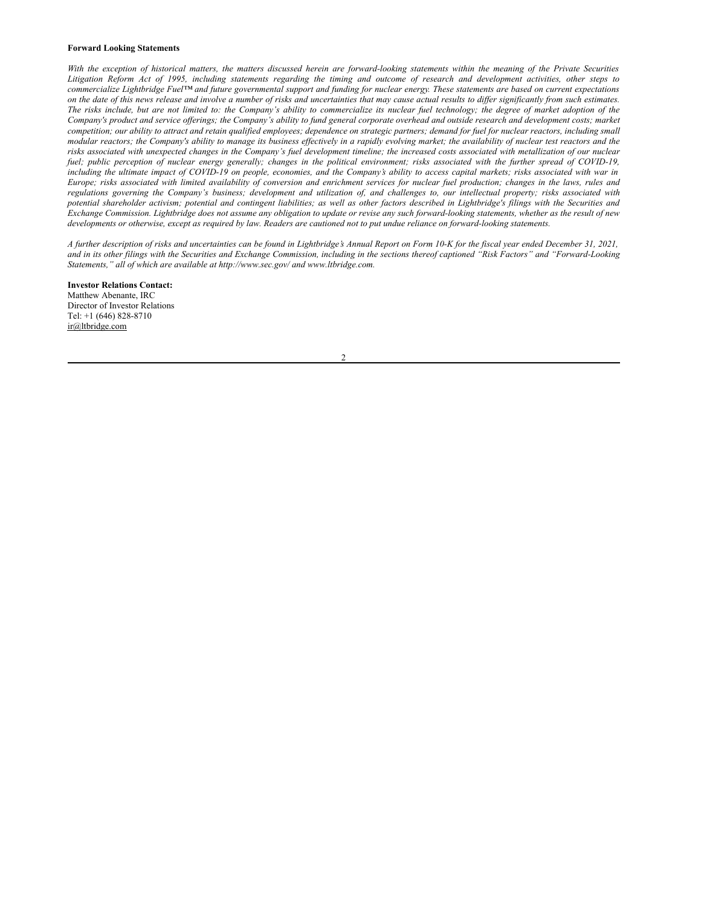**Forward Looking Statements**

*With the exception of historical matters, the matters discussed herein are forward-looking statements within the meaning of the Private Securities Litigation Reform Act of 1995, including statements regarding the timing and outcome of research and development activities, other steps to commercialize Lightbridge Fuel™ and future governmental support and funding for nuclear energy. These statements are based on current expectations on the date of this news release and involve a number of risks and uncertainties that may cause actual results to differ significantly from such estimates. The risks include, but are not limited to: the Company's ability to commercialize its nuclear fuel technology; the degree of market adoption of the Company's product and service offerings; the Company's ability to fund general corporate overhead and outside research and development costs; market competition; our ability to attract and retain qualified employees; dependence on strategic partners; demand for fuel for nuclear reactors, including small modular reactors; the Company's ability to manage its business effectively in a rapidly evolving market; the availability of nuclear test reactors and the risks associated with unexpected changes in the Company's fuel development timeline; the increased costs associated with metallization of our nuclear fuel; public perception of nuclear energy generally; changes in the political environment; risks associated with the further spread of COVID-19, including the ultimate impact of COVID-19 on people, economies, and the Company's ability to access capital markets; risks associated with war in Europe; risks associated with limited availability of conversion and enrichment services for nuclear fuel production; changes in the laws, rules and regulations governing the Company's business; development and utilization of, and challenges to, our intellectual property; risks associated with potential shareholder activism; potential and contingent liabilities; as well as other factors described in Lightbridge's filings with the Securities and Exchange Commission. Lightbridge does not assume any obligation to update or revise any such forward-looking statements, whether as the result of new developments or otherwise, except as required by law. Readers are cautioned not to put undue reliance on forward-looking statements.*

*A further description of risks and uncertainties can be found in Lightbridge's Annual Report on Form 10-K for the fiscal year ended December 31, 2021, and in its other filings with the Securities and Exchange Commission, including in the sections thereof captioned "Risk Factors" and "Forward-Looking Statements," all of which are available at http://www.sec.gov/ and www.ltbridge.com.*

**Investor Relations Contact:**
Matthew Abenante, IRC
Director of Investor Relations
Tel: +1 (646) 828-8710
ir@ltbridge.com